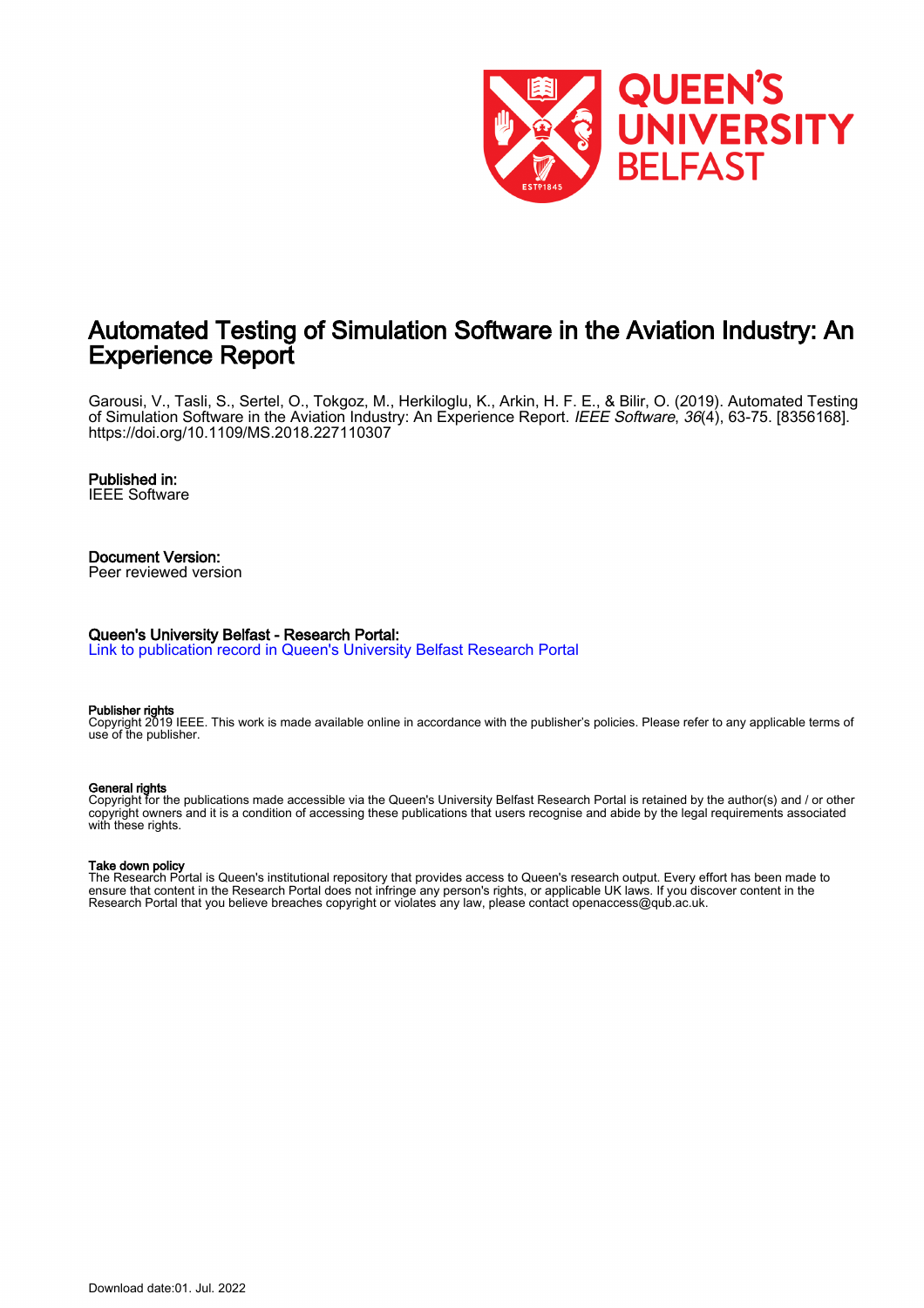# Automated Testing of Simulation Software in the Aviation Industry: An Experience Report

Garousi, V., Tasli, S., Sertel, O., Tokgoz, M., Herkiloglu, K., Arkin, H. F. E., & Bilir, O. (2019). Automated Testing of Simulation Software in the Aviation Industry: An Experience Report. *IEEE Software*, *36*(4), 63-75. [8356168]. https://doi.org/10.1109/MS.2018.227110307

**Published in:**
IEEE Software

**Document Version:**
Peer reviewed version

**Queen's University Belfast - Research Portal:**
Link to publication record in Queen's University Belfast Research Portal

**Publisher rights**
Copyright 2019 IEEE. This work is made available online in accordance with the publisher's policies. Please refer to any applicable terms of use of the publisher.

**General rights**
Copyright for the publications made accessible via the Queen's University Belfast Research Portal is retained by the author(s) and / or other copyright owners and it is a condition of accessing these publications that users recognise and abide by the legal requirements associated with these rights.

**Take down policy**
The Research Portal is Queen's institutional repository that provides access to Queen's research output. Every effort has been made to ensure that content in the Research Portal does not infringe any person's rights, or applicable UK laws. If you discover content in the Research Portal that you believe breaches copyright or violates any law, please contact openaccess@qub.ac.uk.

Download date:01. Jul. 2022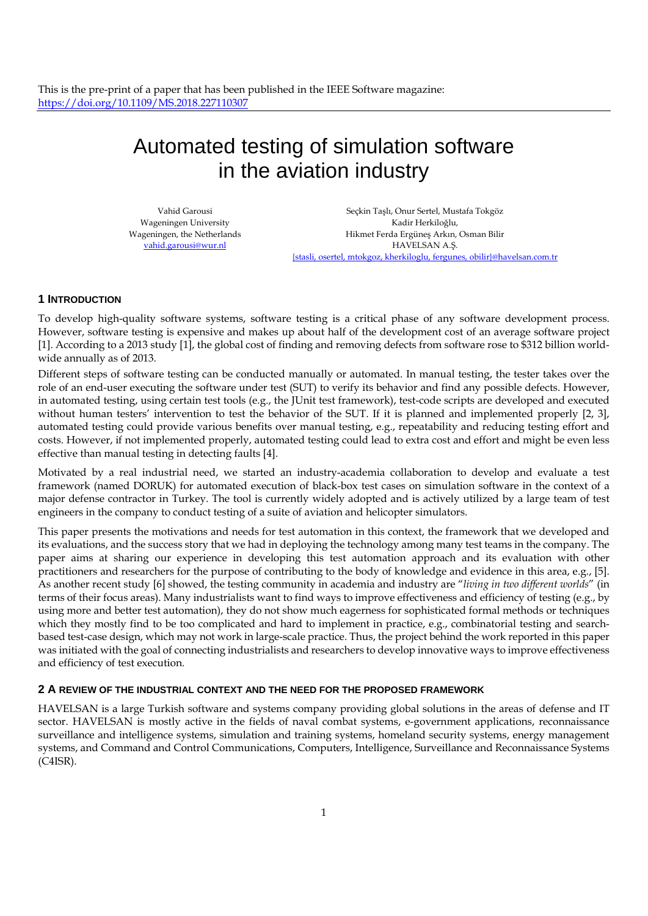This is the pre-print of a paper that has been published in the IEEE Software magazine: https://doi.org/10.1109/MS.2018.227110307

# Automated testing of simulation software in the aviation industry

Vahid Garousi
Wageningen University
Wageningen, the Netherlands
vahid.garousi@wur.nl

Seçkin Taşlı, Onur Sertel, Mustafa Tokgöz
Kadir Herkiloğlu,
Hikmet Ferda Ergüneş Arkın, Osman Bilir
HAVELSAN A.Ş.
{stasli, osertel, mtokgoz, kherkiloglu, fergunes, obilir}@havelsan.com.tr

## 1 Introduction

To develop high-quality software systems, software testing is a critical phase of any software development process. However, software testing is expensive and makes up about half of the development cost of an average software project [1]. According to a 2013 study [1], the global cost of finding and removing defects from software rose to $312 billion worldwide annually as of 2013.

Different steps of software testing can be conducted manually or automated. In manual testing, the tester takes over the role of an end-user executing the software under test (SUT) to verify its behavior and find any possible defects. However, in automated testing, using certain test tools (e.g., the JUnit test framework), test-code scripts are developed and executed without human testers' intervention to test the behavior of the SUT. If it is planned and implemented properly [2, 3], automated testing could provide various benefits over manual testing, e.g., repeatability and reducing testing effort and costs. However, if not implemented properly, automated testing could lead to extra cost and effort and might be even less effective than manual testing in detecting faults [4].

Motivated by a real industrial need, we started an industry-academia collaboration to develop and evaluate a test framework (named DORUK) for automated execution of black-box test cases on simulation software in the context of a major defense contractor in Turkey. The tool is currently widely adopted and is actively utilized by a large team of test engineers in the company to conduct testing of a suite of aviation and helicopter simulators.

This paper presents the motivations and needs for test automation in this context, the framework that we developed and its evaluations, and the success story that we had in deploying the technology among many test teams in the company. The paper aims at sharing our experience in developing this test automation approach and its evaluation with other practitioners and researchers for the purpose of contributing to the body of knowledge and evidence in this area, e.g., [5]. As another recent study [6] showed, the testing community in academia and industry are "*living in two different worlds*" (in terms of their focus areas). Many industrialists want to find ways to improve effectiveness and efficiency of testing (e.g., by using more and better test automation), they do not show much eagerness for sophisticated formal methods or techniques which they mostly find to be too complicated and hard to implement in practice, e.g., combinatorial testing and search-based test-case design, which may not work in large-scale practice. Thus, the project behind the work reported in this paper was initiated with the goal of connecting industrialists and researchers to develop innovative ways to improve effectiveness and efficiency of test execution.

## 2 A review of the industrial context and the need for the proposed framework

HAVELSAN is a large Turkish software and systems company providing global solutions in the areas of defense and IT sector. HAVELSAN is mostly active in the fields of naval combat systems, e-government applications, reconnaissance surveillance and intelligence systems, simulation and training systems, homeland security systems, energy management systems, and Command and Control Communications, Computers, Intelligence, Surveillance and Reconnaissance Systems (C4ISR).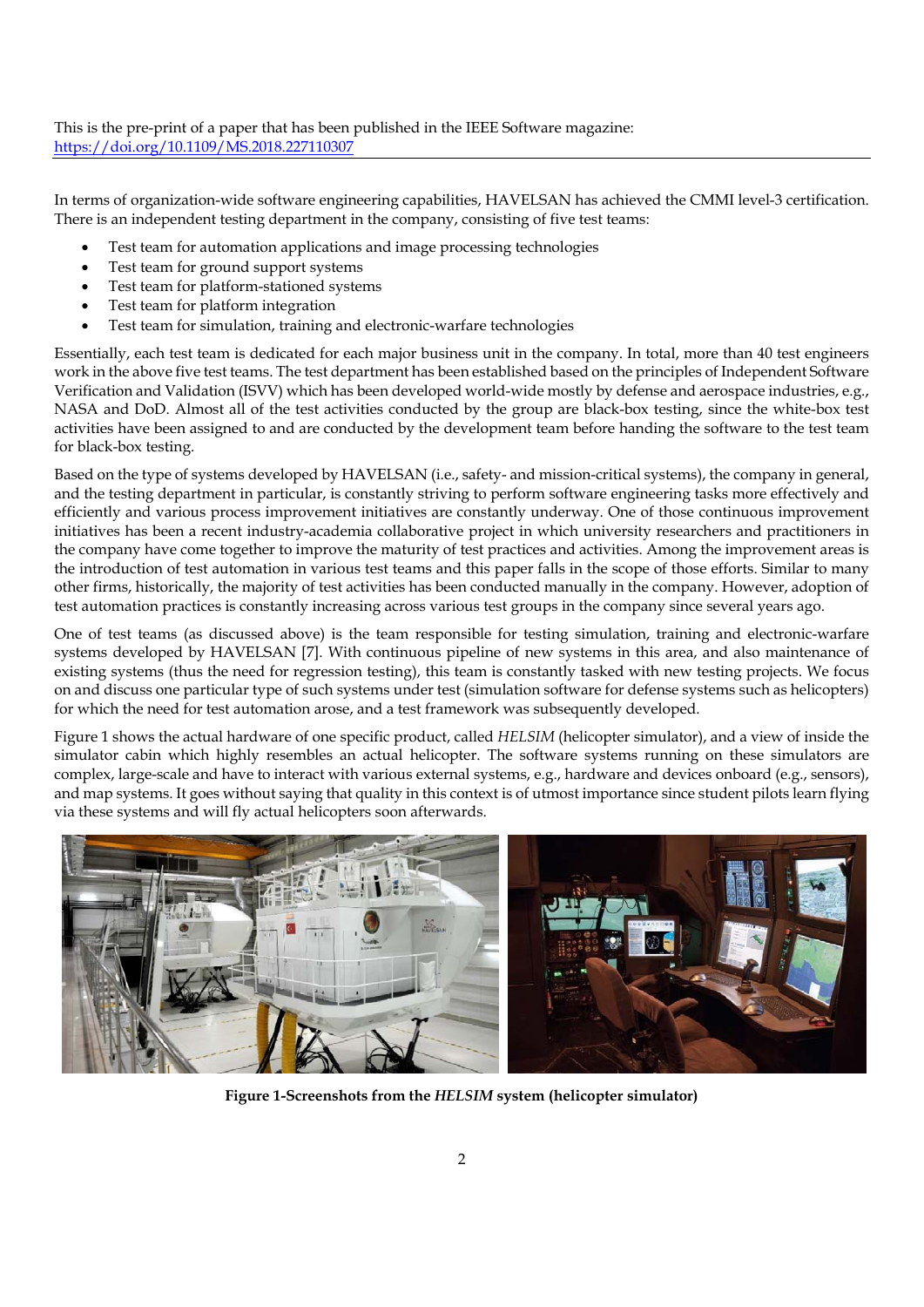This is the pre-print of a paper that has been published in the IEEE Software magazine: https://doi.org/10.1109/MS.2018.227110307

In terms of organization-wide software engineering capabilities, HAVELSAN has achieved the CMMI level-3 certification. There is an independent testing department in the company, consisting of five test teams:

- Test team for automation applications and image processing technologies
- Test team for ground support systems
- Test team for platform-stationed systems
- Test team for platform integration
- Test team for simulation, training and electronic-warfare technologies

Essentially, each test team is dedicated for each major business unit in the company. In total, more than 40 test engineers work in the above five test teams. The test department has been established based on the principles of Independent Software Verification and Validation (ISVV) which has been developed world-wide mostly by defense and aerospace industries, e.g., NASA and DoD. Almost all of the test activities conducted by the group are black-box testing, since the white-box test activities have been assigned to and are conducted by the development team before handing the software to the test team for black-box testing.

Based on the type of systems developed by HAVELSAN (i.e., safety- and mission-critical systems), the company in general, and the testing department in particular, is constantly striving to perform software engineering tasks more effectively and efficiently and various process improvement initiatives are constantly underway. One of those continuous improvement initiatives has been a recent industry-academia collaborative project in which university researchers and practitioners in the company have come together to improve the maturity of test practices and activities. Among the improvement areas is the introduction of test automation in various test teams and this paper falls in the scope of those efforts. Similar to many other firms, historically, the majority of test activities has been conducted manually in the company. However, adoption of test automation practices is constantly increasing across various test groups in the company since several years ago.

One of test teams (as discussed above) is the team responsible for testing simulation, training and electronic-warfare systems developed by HAVELSAN [7]. With continuous pipeline of new systems in this area, and also maintenance of existing systems (thus the need for regression testing), this team is constantly tasked with new testing projects. We focus on and discuss one particular type of such systems under test (simulation software for defense systems such as helicopters) for which the need for test automation arose, and a test framework was subsequently developed.

Figure 1 shows the actual hardware of one specific product, called *HELSIM* (helicopter simulator), and a view of inside the simulator cabin which highly resembles an actual helicopter. The software systems running on these simulators are complex, large-scale and have to interact with various external systems, e.g., hardware and devices onboard (e.g., sensors), and map systems. It goes without saying that quality in this context is of utmost importance since student pilots learn flying via these systems and will fly actual helicopters soon afterwards.

**Figure 1-Screenshots from the *HELSIM* system (helicopter simulator)**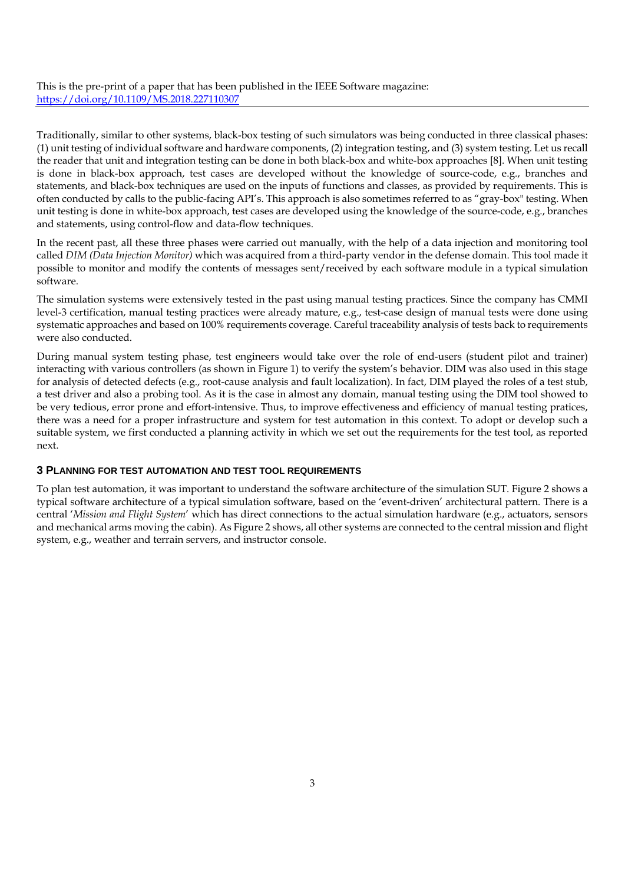This is the pre-print of a paper that has been published in the IEEE Software magazine: https://doi.org/10.1109/MS.2018.227110307

Traditionally, similar to other systems, black-box testing of such simulators was being conducted in three classical phases: (1) unit testing of individual software and hardware components, (2) integration testing, and (3) system testing. Let us recall the reader that unit and integration testing can be done in both black-box and white-box approaches [8]. When unit testing is done in black-box approach, test cases are developed without the knowledge of source-code, e.g., branches and statements, and black-box techniques are used on the inputs of functions and classes, as provided by requirements. This is often conducted by calls to the public-facing API's. This approach is also sometimes referred to as "gray-box" testing. When unit testing is done in white-box approach, test cases are developed using the knowledge of the source-code, e.g., branches and statements, using control-flow and data-flow techniques.

In the recent past, all these three phases were carried out manually, with the help of a data injection and monitoring tool called *DIM (Data Injection Monitor)* which was acquired from a third-party vendor in the defense domain. This tool made it possible to monitor and modify the contents of messages sent/received by each software module in a typical simulation software.

The simulation systems were extensively tested in the past using manual testing practices. Since the company has CMMI level-3 certification, manual testing practices were already mature, e.g., test-case design of manual tests were done using systematic approaches and based on 100% requirements coverage. Careful traceability analysis of tests back to requirements were also conducted.

During manual system testing phase, test engineers would take over the role of end-users (student pilot and trainer) interacting with various controllers (as shown in Figure 1) to verify the system's behavior. DIM was also used in this stage for analysis of detected defects (e.g., root-cause analysis and fault localization). In fact, DIM played the roles of a test stub, a test driver and also a probing tool. As it is the case in almost any domain, manual testing using the DIM tool showed to be very tedious, error prone and effort-intensive. Thus, to improve effectiveness and efficiency of manual testing pratices, there was a need for a proper infrastructure and system for test automation in this context. To adopt or develop such a suitable system, we first conducted a planning activity in which we set out the requirements for the test tool, as reported next.

## 3 Planning for test automation and test tool requirements

To plan test automation, it was important to understand the software architecture of the simulation SUT. Figure 2 shows a typical software architecture of a typical simulation software, based on the 'event-driven' architectural pattern. There is a central '*Mission and Flight System*' which has direct connections to the actual simulation hardware (e.g., actuators, sensors and mechanical arms moving the cabin). As Figure 2 shows, all other systems are connected to the central mission and flight system, e.g., weather and terrain servers, and instructor console.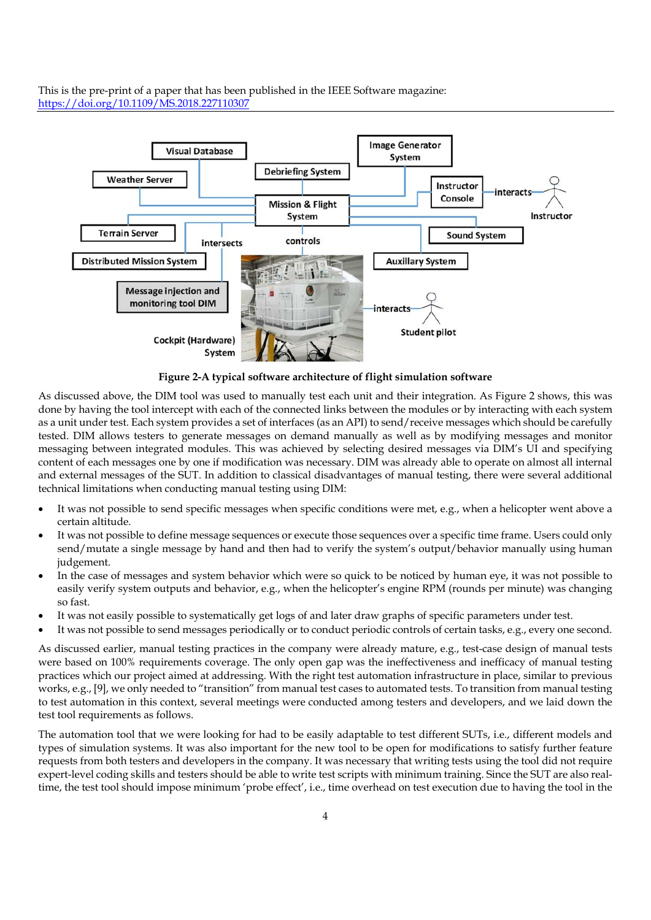This is the pre-print of a paper that has been published in the IEEE Software magazine: https://doi.org/10.1109/MS.2018.227110307

**Figure 2-A typical software architecture of flight simulation software**

As discussed above, the DIM tool was used to manually test each unit and their integration. As Figure 2 shows, this was done by having the tool intercept with each of the connected links between the modules or by interacting with each system as a unit under test. Each system provides a set of interfaces (as an API) to send/receive messages which should be carefully tested. DIM allows testers to generate messages on demand manually as well as by modifying messages and monitor messaging between integrated modules. This was achieved by selecting desired messages via DIM's UI and specifying content of each messages one by one if modification was necessary. DIM was already able to operate on almost all internal and external messages of the SUT. In addition to classical disadvantages of manual testing, there were several additional technical limitations when conducting manual testing using DIM:

- It was not possible to send specific messages when specific conditions were met, e.g., when a helicopter went above a certain altitude.
- It was not possible to define message sequences or execute those sequences over a specific time frame. Users could only send/mutate a single message by hand and then had to verify the system's output/behavior manually using human judgement.
- In the case of messages and system behavior which were so quick to be noticed by human eye, it was not possible to easily verify system outputs and behavior, e.g., when the helicopter's engine RPM (rounds per minute) was changing so fast.
- It was not easily possible to systematically get logs of and later draw graphs of specific parameters under test.
- It was not possible to send messages periodically or to conduct periodic controls of certain tasks, e.g., every one second.

As discussed earlier, manual testing practices in the company were already mature, e.g., test-case design of manual tests were based on 100% requirements coverage. The only open gap was the ineffectiveness and inefficacy of manual testing practices which our project aimed at addressing. With the right test automation infrastructure in place, similar to previous works, e.g., [9], we only needed to "transition" from manual test cases to automated tests. To transition from manual testing to test automation in this context, several meetings were conducted among testers and developers, and we laid down the test tool requirements as follows.

The automation tool that we were looking for had to be easily adaptable to test different SUTs, i.e., different models and types of simulation systems. It was also important for the new tool to be open for modifications to satisfy further feature requests from both testers and developers in the company. It was necessary that writing tests using the tool did not require expert-level coding skills and testers should be able to write test scripts with minimum training. Since the SUT are also real-time, the test tool should impose minimum 'probe effect', i.e., time overhead on test execution due to having the tool in the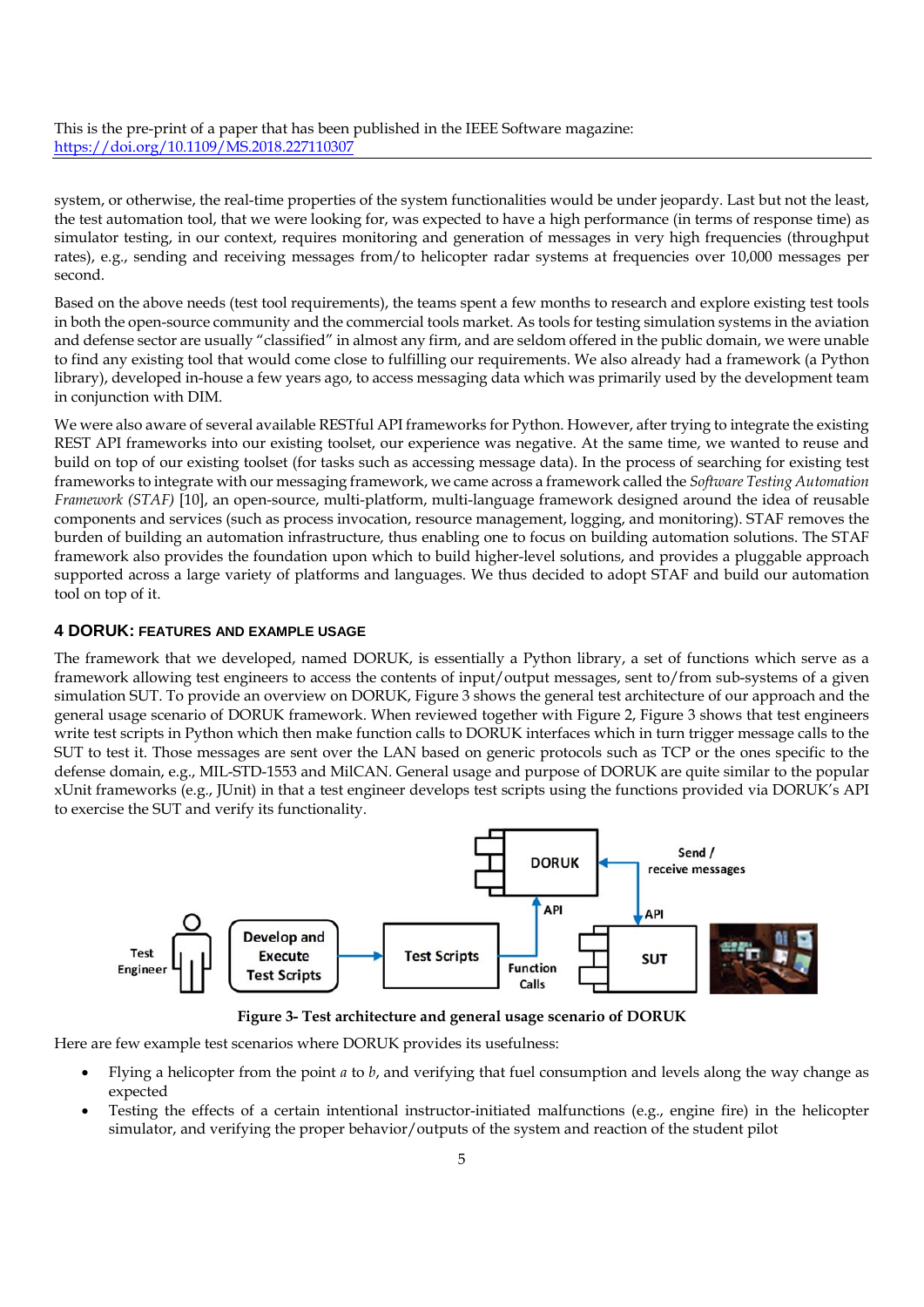system, or otherwise, the real-time properties of the system functionalities would be under jeopardy. Last but not the least, the test automation tool, that we were looking for, was expected to have a high performance (in terms of response time) as simulator testing, in our context, requires monitoring and generation of messages in very high frequencies (throughput rates), e.g., sending and receiving messages from/to helicopter radar systems at frequencies over 10,000 messages per second.

Based on the above needs (test tool requirements), the teams spent a few months to research and explore existing test tools in both the open-source community and the commercial tools market. As tools for testing simulation systems in the aviation and defense sector are usually "classified" in almost any firm, and are seldom offered in the public domain, we were unable to find any existing tool that would come close to fulfilling our requirements. We also already had a framework (a Python library), developed in-house a few years ago, to access messaging data which was primarily used by the development team in conjunction with DIM.

We were also aware of several available RESTful API frameworks for Python. However, after trying to integrate the existing REST API frameworks into our existing toolset, our experience was negative. At the same time, we wanted to reuse and build on top of our existing toolset (for tasks such as accessing message data). In the process of searching for existing test frameworks to integrate with our messaging framework, we came across a framework called the *Software Testing Automation Framework (STAF)* [10], an open-source, multi-platform, multi-language framework designed around the idea of reusable components and services (such as process invocation, resource management, logging, and monitoring). STAF removes the burden of building an automation infrastructure, thus enabling one to focus on building automation solutions. The STAF framework also provides the foundation upon which to build higher-level solutions, and provides a pluggable approach supported across a large variety of platforms and languages. We thus decided to adopt STAF and build our automation tool on top of it.

## 4 DORUK: FEATURES AND EXAMPLE USAGE

The framework that we developed, named DORUK, is essentially a Python library, a set of functions which serve as a framework allowing test engineers to access the contents of input/output messages, sent to/from sub-systems of a given simulation SUT. To provide an overview on DORUK, Figure 3 shows the general test architecture of our approach and the general usage scenario of DORUK framework. When reviewed together with Figure 2, Figure 3 shows that test engineers write test scripts in Python which then make function calls to DORUK interfaces which in turn trigger message calls to the SUT to test it. Those messages are sent over the LAN based on generic protocols such as TCP or the ones specific to the defense domain, e.g., MIL-STD-1553 and MilCAN. General usage and purpose of DORUK are quite similar to the popular xUnit frameworks (e.g., JUnit) in that a test engineer develops test scripts using the functions provided via DORUK's API to exercise the SUT and verify its functionality.

**Figure 3- Test architecture and general usage scenario of DORUK**

Here are few example test scenarios where DORUK provides its usefulness:

- Flying a helicopter from the point *a* to *b*, and verifying that fuel consumption and levels along the way change as expected
- Testing the effects of a certain intentional instructor-initiated malfunctions (e.g., engine fire) in the helicopter simulator, and verifying the proper behavior/outputs of the system and reaction of the student pilot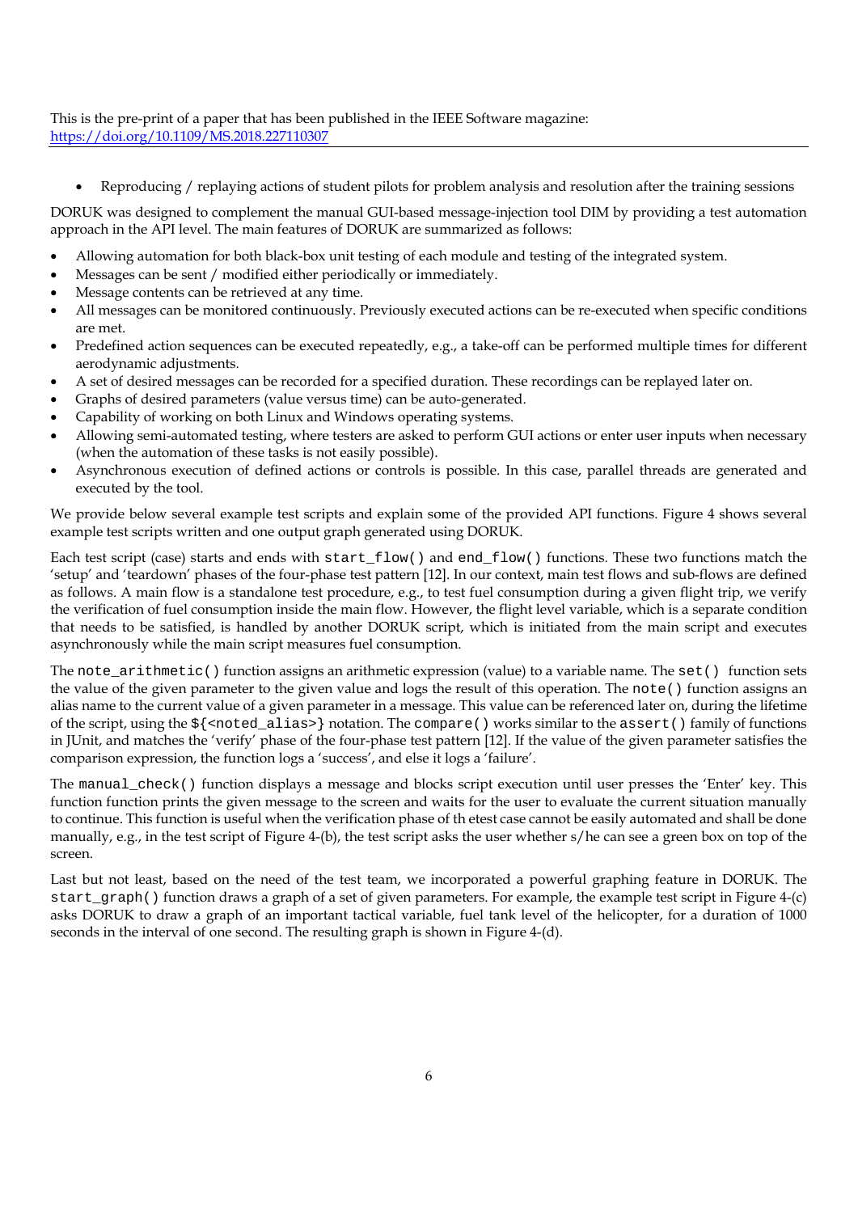This is the pre-print of a paper that has been published in the IEEE Software magazine: https://doi.org/10.1109/MS.2018.227110307

- Reproducing / replaying actions of student pilots for problem analysis and resolution after the training sessions

DORUK was designed to complement the manual GUI-based message-injection tool DIM by providing a test automation approach in the API level. The main features of DORUK are summarized as follows:

- Allowing automation for both black-box unit testing of each module and testing of the integrated system.
- Messages can be sent / modified either periodically or immediately.
- Message contents can be retrieved at any time.
- All messages can be monitored continuously. Previously executed actions can be re-executed when specific conditions are met.
- Predefined action sequences can be executed repeatedly, e.g., a take-off can be performed multiple times for different aerodynamic adjustments.
- A set of desired messages can be recorded for a specified duration. These recordings can be replayed later on.
- Graphs of desired parameters (value versus time) can be auto-generated.
- Capability of working on both Linux and Windows operating systems.
- Allowing semi-automated testing, where testers are asked to perform GUI actions or enter user inputs when necessary (when the automation of these tasks is not easily possible).
- Asynchronous execution of defined actions or controls is possible. In this case, parallel threads are generated and executed by the tool.

We provide below several example test scripts and explain some of the provided API functions. Figure 4 shows several example test scripts written and one output graph generated using DORUK.

Each test script (case) starts and ends with `start_flow()` and `end_flow()` functions. These two functions match the 'setup' and 'teardown' phases of the four-phase test pattern [12]. In our context, main test flows and sub-flows are defined as follows. A main flow is a standalone test procedure, e.g., to test fuel consumption during a given flight trip, we verify the verification of fuel consumption inside the main flow. However, the flight level variable, which is a separate condition that needs to be satisfied, is handled by another DORUK script, which is initiated from the main script and executes asynchronously while the main script measures fuel consumption.

The `note_arithmetic()` function assigns an arithmetic expression (value) to a variable name. The `set()` function sets the value of the given parameter to the given value and logs the result of this operation. The `note()` function assigns an alias name to the current value of a given parameter in a message. This value can be referenced later on, during the lifetime of the script, using the `${<noted_alias>}` notation. The `compare()` works similar to the `assert()` family of functions in JUnit, and matches the 'verify' phase of the four-phase test pattern [12]. If the value of the given parameter satisfies the comparison expression, the function logs a 'success', and else it logs a 'failure'.

The `manual_check()` function displays a message and blocks script execution until user presses the 'Enter' key. This function function prints the given message to the screen and waits for the user to evaluate the current situation manually to continue. This function is useful when the verification phase of th etest case cannot be easily automated and shall be done manually, e.g., in the test script of Figure 4-(b), the test script asks the user whether s/he can see a green box on top of the screen.

Last but not least, based on the need of the test team, we incorporated a powerful graphing feature in DORUK. The `start_graph()` function draws a graph of a set of given parameters. For example, the example test script in Figure 4-(c) asks DORUK to draw a graph of an important tactical variable, fuel tank level of the helicopter, for a duration of 1000 seconds in the interval of one second. The resulting graph is shown in Figure 4-(d).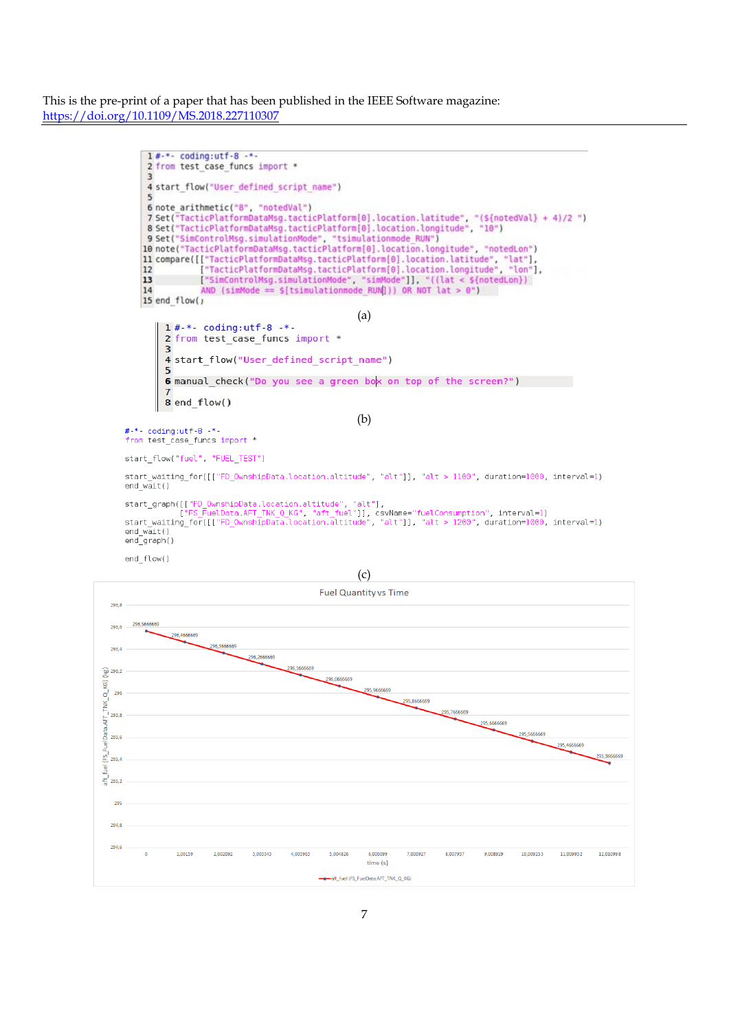This is the pre-print of a paper that has been published in the IEEE Software magazine: [https://doi.org/10.1109/MS.2018.227110307](https://doi.org/10.1109/MS.2018.227110307)

```
1 #-*- coding:utf-8 -*-
2 from test_case_funcs import *
3
4 start_flow("User_defined_script_name")
5
6 note_arithmetic("8", "notedVal")
7 Set("TacticPlatformDataMsg.tacticPlatform[0].location.latitude", "(${notedVal} + 4)/2 ")
8 Set("TacticPlatformDataMsg.tacticPlatform[0].location.longitude", "10")
9 Set("SimControlMsg.simulationMode", "tsimulationmode_RUN")
10 note("TacticPlatformDataMsg.tacticPlatform[0].location.longitude", "notedLon")
11 compare([["TacticPlatformDataMsg.tacticPlatform[0].location.latitude", "lat"],
12         ["TacticPlatformDataMsg.tacticPlatform[0].location.longitude", "lon"],
13         ["SimControlMsg.simulationMode", "simMode"]], "((lat < ${notedLon})
14         AND (simMode == $[tsimulationmode_RUN])) OR NOT lat > 0")
15 end_flow()
```

(a)

```
1 #-*- coding:utf-8 -*-
2 from test_case_funcs import *
3
4 start_flow("User_defined_script_name")
5
6 manual_check("Do you see a green box on top of the screen?")
7
8 end_flow()
```

(b)

```
#-*- coding:utf-8 -*-
from test_case_funcs import *

start_flow("fuel", "FUEL_TEST")

start_waiting_for([["FD_OwnshipData.location.altitude", "alt"]], "alt > 1100", duration=1000, interval=1)
end_wait()

start_graph([["FD_OwnshipData.location.altitude", "alt"],
            ["FS_FuelData.AFT_TNK_Q_KG", "aft_fuel"]], csvName="fuelConsumption", interval=1)
start_waiting_for([["FD_OwnshipData.location.altitude", "alt"]], "alt > 1200", duration=1000, interval=1)
end_wait()
end_graph()

end_flow()
```

(c)

Fuel Quantity vs Time

| time (s) | aft_fuel (FS_FuelData.AFT_TNK_Q_KG) (kg) |
|---|---|
| 0 | 295,5666669 |
| 1,00159 | 295,4666669 |
| 2,002092 | 295,3666669 |
| 3,003343 | 295,2666669 |
| 4,003903 | 295,1666669 |
| 5,004826 | 295,0666669 |
| 6,006099 | 295,9666669 |
| 7,006927 | 295,8666669 |
| 8,007957 | 295,7666669 |
| 9,008919 | 295,6666669 |
| 10,009153 | 295,5666669 |
| 11,009952 | 295,4666669 |
| 12,010998 | 295,3666669 |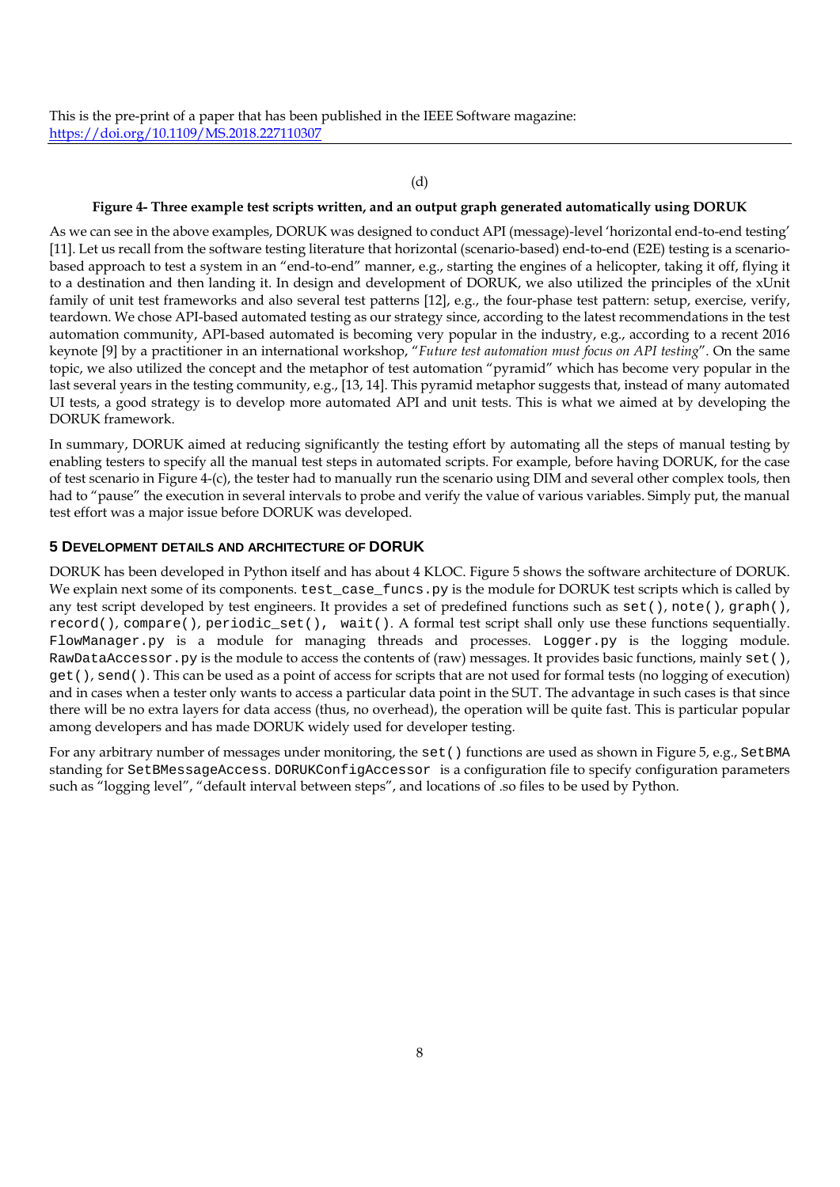(d)

**Figure 4- Three example test scripts written, and an output graph generated automatically using DORUK**

As we can see in the above examples, DORUK was designed to conduct API (message)-level 'horizontal end-to-end testing' [11]. Let us recall from the software testing literature that horizontal (scenario-based) end-to-end (E2E) testing is a scenario-based approach to test a system in an "end-to-end" manner, e.g., starting the engines of a helicopter, taking it off, flying it to a destination and then landing it. In design and development of DORUK, we also utilized the principles of the xUnit family of unit test frameworks and also several test patterns [12], e.g., the four-phase test pattern: setup, exercise, verify, teardown. We chose API-based automated testing as our strategy since, according to the latest recommendations in the test automation community, API-based automated is becoming very popular in the industry, e.g., according to a recent 2016 keynote [9] by a practitioner in an international workshop, "*Future test automation must focus on API testing*". On the same topic, we also utilized the concept and the metaphor of test automation "pyramid" which has become very popular in the last several years in the testing community, e.g., [13, 14]. This pyramid metaphor suggests that, instead of many automated UI tests, a good strategy is to develop more automated API and unit tests. This is what we aimed at by developing the DORUK framework.

In summary, DORUK aimed at reducing significantly the testing effort by automating all the steps of manual testing by enabling testers to specify all the manual test steps in automated scripts. For example, before having DORUK, for the case of test scenario in Figure 4-(c), the tester had to manually run the scenario using DIM and several other complex tools, then had to "pause" the execution in several intervals to probe and verify the value of various variables. Simply put, the manual test effort was a major issue before DORUK was developed.

## 5 Development details and architecture of DORUK

DORUK has been developed in Python itself and has about 4 KLOC. Figure 5 shows the software architecture of DORUK. We explain next some of its components. `test_case_funcs.py` is the module for DORUK test scripts which is called by any test script developed by test engineers. It provides a set of predefined functions such as `set()`, `note()`, `graph()`, `record()`, `compare()`, `periodic_set()`, `wait()`. A formal test script shall only use these functions sequentially. `FlowManager.py` is a module for managing threads and processes. `Logger.py` is the logging module. `RawDataAccessor.py` is the module to access the contents of (raw) messages. It provides basic functions, mainly `set()`, `get()`, `send()`. This can be used as a point of access for scripts that are not used for formal tests (no logging of execution) and in cases when a tester only wants to access a particular data point in the SUT. The advantage in such cases is that since there will be no extra layers for data access (thus, no overhead), the operation will be quite fast. This is particular popular among developers and has made DORUK widely used for developer testing.

For any arbitrary number of messages under monitoring, the `set()` functions are used as shown in Figure 5, e.g., `SetBMA` standing for `SetBMessageAccess`. `DORUKConfigAccessor` is a configuration file to specify configuration parameters such as "logging level", "default interval between steps", and locations of .so files to be used by Python.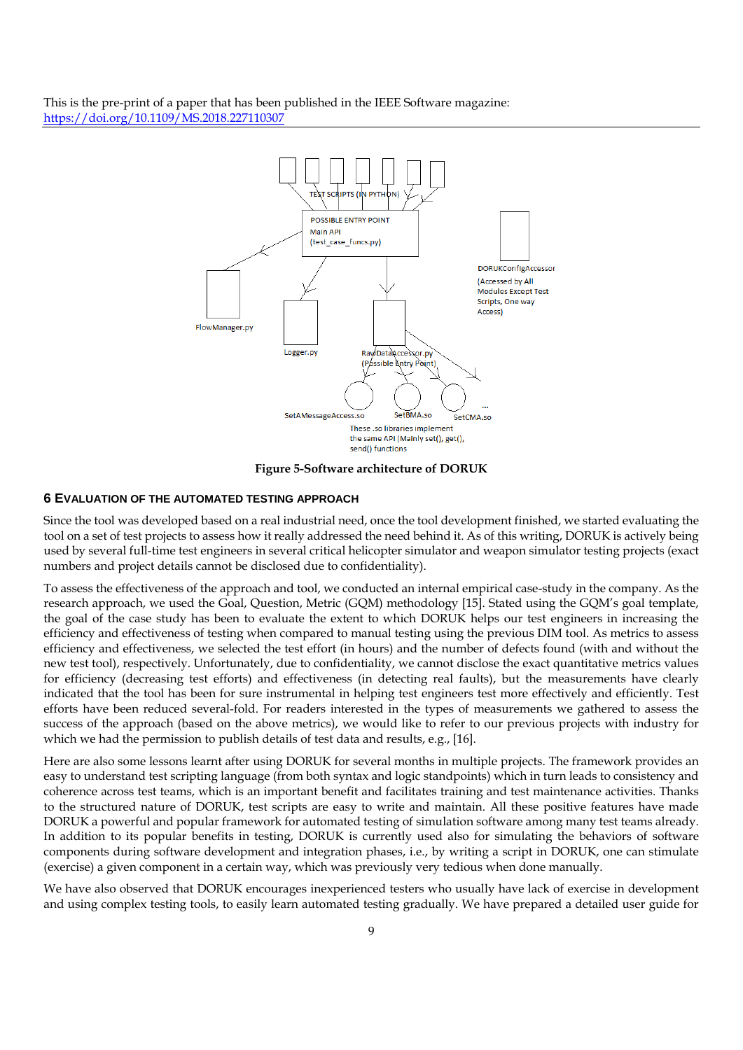This is the pre-print of a paper that has been published in the IEEE Software magazine: https://doi.org/10.1109/MS.2018.227110307

TEST SCRIPTS (IN PYTHON)

POSSIBLE ENTRY POINT
Main API
(test_case_funcs.py)

DORUKConfigAccessor
(Accessed by All Modules Except Test Scripts, One way Access)

FlowManager.py

Logger.py

RawDataAccessor.py
(Possible Entry Point)

SetAMessageAccess.so SetBMA.so SetCMA.so ...

These .so libraries implement the same API (Mainly set(), get(), send() functions

**Figure 5-Software architecture of DORUK**

## 6 EVALUATION OF THE AUTOMATED TESTING APPROACH

Since the tool was developed based on a real industrial need, once the tool development finished, we started evaluating the tool on a set of test projects to assess how it really addressed the need behind it. As of this writing, DORUK is actively being used by several full-time test engineers in several critical helicopter simulator and weapon simulator testing projects (exact numbers and project details cannot be disclosed due to confidentiality).

To assess the effectiveness of the approach and tool, we conducted an internal empirical case-study in the company. As the research approach, we used the Goal, Question, Metric (GQM) methodology [15]. Stated using the GQM's goal template, the goal of the case study has been to evaluate the extent to which DORUK helps our test engineers in increasing the efficiency and effectiveness of testing when compared to manual testing using the previous DIM tool. As metrics to assess efficiency and effectiveness, we selected the test effort (in hours) and the number of defects found (with and without the new test tool), respectively. Unfortunately, due to confidentiality, we cannot disclose the exact quantitative metrics values for efficiency (decreasing test efforts) and effectiveness (in detecting real faults), but the measurements have clearly indicated that the tool has been for sure instrumental in helping test engineers test more effectively and efficiently. Test efforts have been reduced several-fold. For readers interested in the types of measurements we gathered to assess the success of the approach (based on the above metrics), we would like to refer to our previous projects with industry for which we had the permission to publish details of test data and results, e.g., [16].

Here are also some lessons learnt after using DORUK for several months in multiple projects. The framework provides an easy to understand test scripting language (from both syntax and logic standpoints) which in turn leads to consistency and coherence across test teams, which is an important benefit and facilitates training and test maintenance activities. Thanks to the structured nature of DORUK, test scripts are easy to write and maintain. All these positive features have made DORUK a powerful and popular framework for automated testing of simulation software among many test teams already. In addition to its popular benefits in testing, DORUK is currently used also for simulating the behaviors of software components during software development and integration phases, i.e., by writing a script in DORUK, one can stimulate (exercise) a given component in a certain way, which was previously very tedious when done manually.

We have also observed that DORUK encourages inexperienced testers who usually have lack of exercise in development and using complex testing tools, to easily learn automated testing gradually. We have prepared a detailed user guide for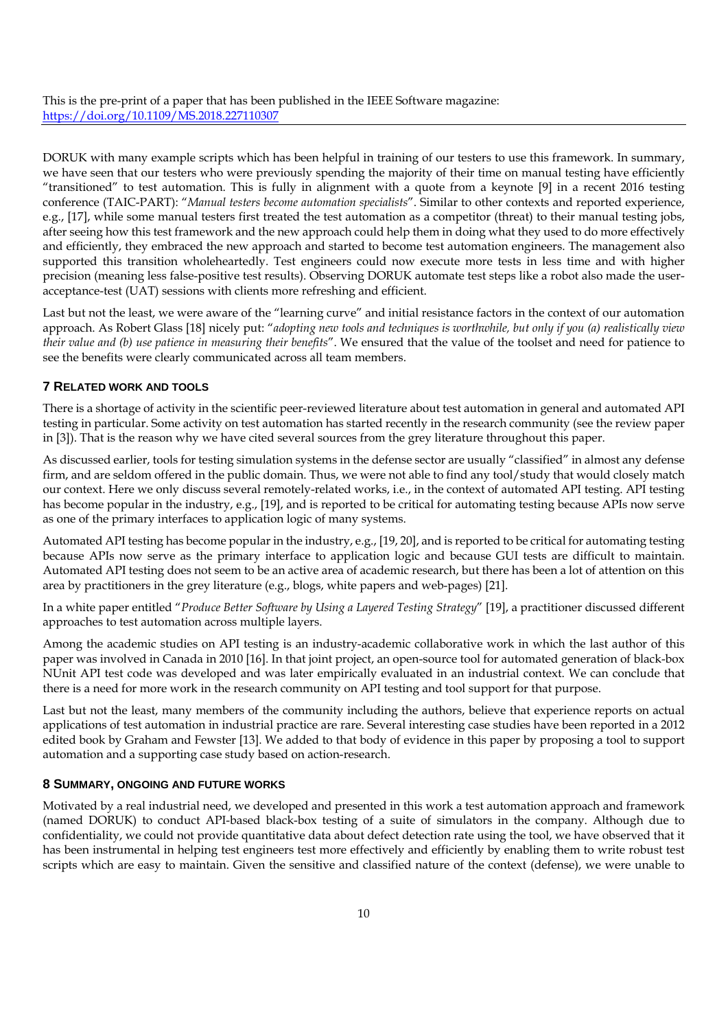DORUK with many example scripts which has been helpful in training of our testers to use this framework. In summary, we have seen that our testers who were previously spending the majority of their time on manual testing have efficiently "transitioned" to test automation. This is fully in alignment with a quote from a keynote [9] in a recent 2016 testing conference (TAIC-PART): "*Manual testers become automation specialists*". Similar to other contexts and reported experience, e.g., [17], while some manual testers first treated the test automation as a competitor (threat) to their manual testing jobs, after seeing how this test framework and the new approach could help them in doing what they used to do more effectively and efficiently, they embraced the new approach and started to become test automation engineers. The management also supported this transition wholeheartedly. Test engineers could now execute more tests in less time and with higher precision (meaning less false-positive test results). Observing DORUK automate test steps like a robot also made the user-acceptance-test (UAT) sessions with clients more refreshing and efficient.

Last but not the least, we were aware of the "learning curve" and initial resistance factors in the context of our automation approach. As Robert Glass [18] nicely put: "*adopting new tools and techniques is worthwhile, but only if you (a) realistically view their value and (b) use patience in measuring their benefits*". We ensured that the value of the toolset and need for patience to see the benefits were clearly communicated across all team members.

## 7 Related work and tools

There is a shortage of activity in the scientific peer-reviewed literature about test automation in general and automated API testing in particular. Some activity on test automation has started recently in the research community (see the review paper in [3]). That is the reason why we have cited several sources from the grey literature throughout this paper.

As discussed earlier, tools for testing simulation systems in the defense sector are usually "classified" in almost any defense firm, and are seldom offered in the public domain. Thus, we were not able to find any tool/study that would closely match our context. Here we only discuss several remotely-related works, i.e., in the context of automated API testing. API testing has become popular in the industry, e.g., [19], and is reported to be critical for automating testing because APIs now serve as one of the primary interfaces to application logic of many systems.

Automated API testing has become popular in the industry, e.g., [19, 20], and is reported to be critical for automating testing because APIs now serve as the primary interface to application logic and because GUI tests are difficult to maintain. Automated API testing does not seem to be an active area of academic research, but there has been a lot of attention on this area by practitioners in the grey literature (e.g., blogs, white papers and web-pages) [21].

In a white paper entitled "*Produce Better Software by Using a Layered Testing Strategy*" [19], a practitioner discussed different approaches to test automation across multiple layers.

Among the academic studies on API testing is an industry-academic collaborative work in which the last author of this paper was involved in Canada in 2010 [16]. In that joint project, an open-source tool for automated generation of black-box NUnit API test code was developed and was later empirically evaluated in an industrial context. We can conclude that there is a need for more work in the research community on API testing and tool support for that purpose.

Last but not the least, many members of the community including the authors, believe that experience reports on actual applications of test automation in industrial practice are rare. Several interesting case studies have been reported in a 2012 edited book by Graham and Fewster [13]. We added to that body of evidence in this paper by proposing a tool to support automation and a supporting case study based on action-research.

## 8 Summary, ongoing and future works

Motivated by a real industrial need, we developed and presented in this work a test automation approach and framework (named DORUK) to conduct API-based black-box testing of a suite of simulators in the company. Although due to confidentiality, we could not provide quantitative data about defect detection rate using the tool, we have observed that it has been instrumental in helping test engineers test more effectively and efficiently by enabling them to write robust test scripts which are easy to maintain. Given the sensitive and classified nature of the context (defense), we were unable to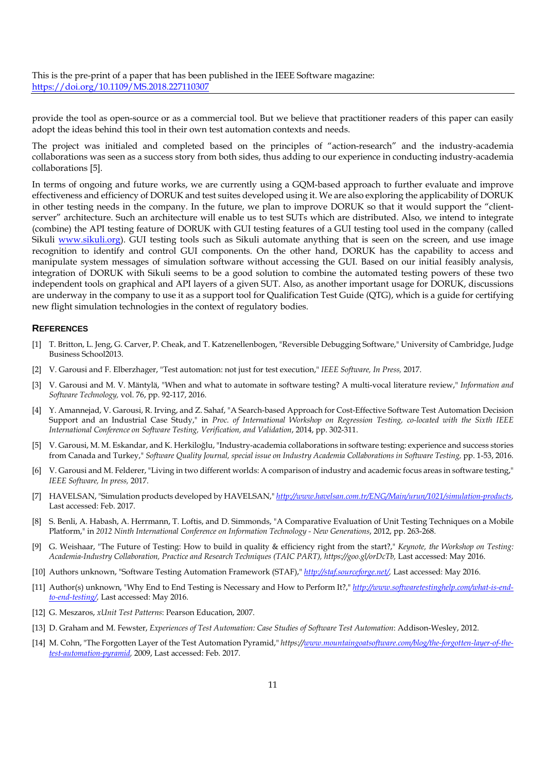provide the tool as open-source or as a commercial tool. But we believe that practitioner readers of this paper can easily adopt the ideas behind this tool in their own test automation contexts and needs.

The project was initialed and completed based on the principles of "action-research" and the industry-academia collaborations was seen as a success story from both sides, thus adding to our experience in conducting industry-academia collaborations [5].

In terms of ongoing and future works, we are currently using a GQM-based approach to further evaluate and improve effectiveness and efficiency of DORUK and test suites developed using it. We are also exploring the applicability of DORUK in other testing needs in the company. In the future, we plan to improve DORUK so that it would support the "client-server" architecture. Such an architecture will enable us to test SUTs which are distributed. Also, we intend to integrate (combine) the API testing feature of DORUK with GUI testing features of a GUI testing tool used in the company (called Sikuli www.sikuli.org). GUI testing tools such as Sikuli automate anything that is seen on the screen, and use image recognition to identify and control GUI components. On the other hand, DORUK has the capability to access and manipulate system messages of simulation software without accessing the GUI. Based on our initial feasibly analysis, integration of DORUK with Sikuli seems to be a good solution to combine the automated testing powers of these two independent tools on graphical and API layers of a given SUT. Also, as another important usage for DORUK, discussions are underway in the company to use it as a support tool for Qualification Test Guide (QTG), which is a guide for certifying new flight simulation technologies in the context of regulatory bodies.

## REFERENCES

[1] T. Britton, L. Jeng, G. Carver, P. Cheak, and T. Katzenellenbogen, "Reversible Debugging Software," University of Cambridge, Judge Business School2013.

[2] V. Garousi and F. Elberzhager, "Test automation: not just for test execution," *IEEE Software, In Press,* 2017.

[3] V. Garousi and M. V. Mäntylä, "When and what to automate in software testing? A multi-vocal literature review," *Information and Software Technology,* vol. 76, pp. 92-117, 2016.

[4] Y. Amannejad, V. Garousi, R. Irving, and Z. Sahaf, "A Search-based Approach for Cost-Effective Software Test Automation Decision Support and an Industrial Case Study," in *Proc. of International Workshop on Regression Testing, co-located with the Sixth IEEE International Conference on Software Testing, Verification, and Validation*, 2014, pp. 302-311.

[5] V. Garousi, M. M. Eskandar, and K. Herkiloğlu, "Industry-academia collaborations in software testing: experience and success stories from Canada and Turkey," *Software Quality Journal, special issue on Industry Academia Collaborations in Software Testing,* pp. 1-53, 2016.

[6] V. Garousi and M. Felderer, "Living in two different worlds: A comparison of industry and academic focus areas in software testing," *IEEE Software, In press,* 2017.

[7] HAVELSAN, "Simulation products developed by HAVELSAN," *http://www.havelsan.com.tr/ENG/Main/urun/1021/simulation-products,* Last accessed: Feb. 2017.

[8] S. Benli, A. Habash, A. Herrmann, T. Loftis, and D. Simmonds, "A Comparative Evaluation of Unit Testing Techniques on a Mobile Platform," in *2012 Ninth International Conference on Information Technology - New Generations*, 2012, pp. 263-268.

[9] G. Weishaar, "The Future of Testing: How to build in quality & efficiency right from the start?," *Keynote, the Workshop on Testing: Academia-Industry Collaboration, Practice and Research Techniques (TAIC PART), https://goo.gl/orDcTb,* Last accessed: May 2016.

[10] Authors unknown, "Software Testing Automation Framework (STAF)," *http://staf.sourceforge.net/,* Last accessed: May 2016.

[11] Author(s) unknown, "Why End to End Testing is Necessary and How to Perform It?," *http://www.softwaretestinghelp.com/what-is-end-to-end-testing/,* Last accessed: May 2016.

[12] G. Meszaros, *xUnit Test Patterns*: Pearson Education, 2007.

[13] D. Graham and M. Fewster, *Experiences of Test Automation: Case Studies of Software Test Automation*: Addison-Wesley, 2012.

[14] M. Cohn, "The Forgotten Layer of the Test Automation Pyramid," *https://www.mountaingoatsoftware.com/blog/the-forgotten-layer-of-the-test-automation-pyramid,* 2009, Last accessed: Feb. 2017.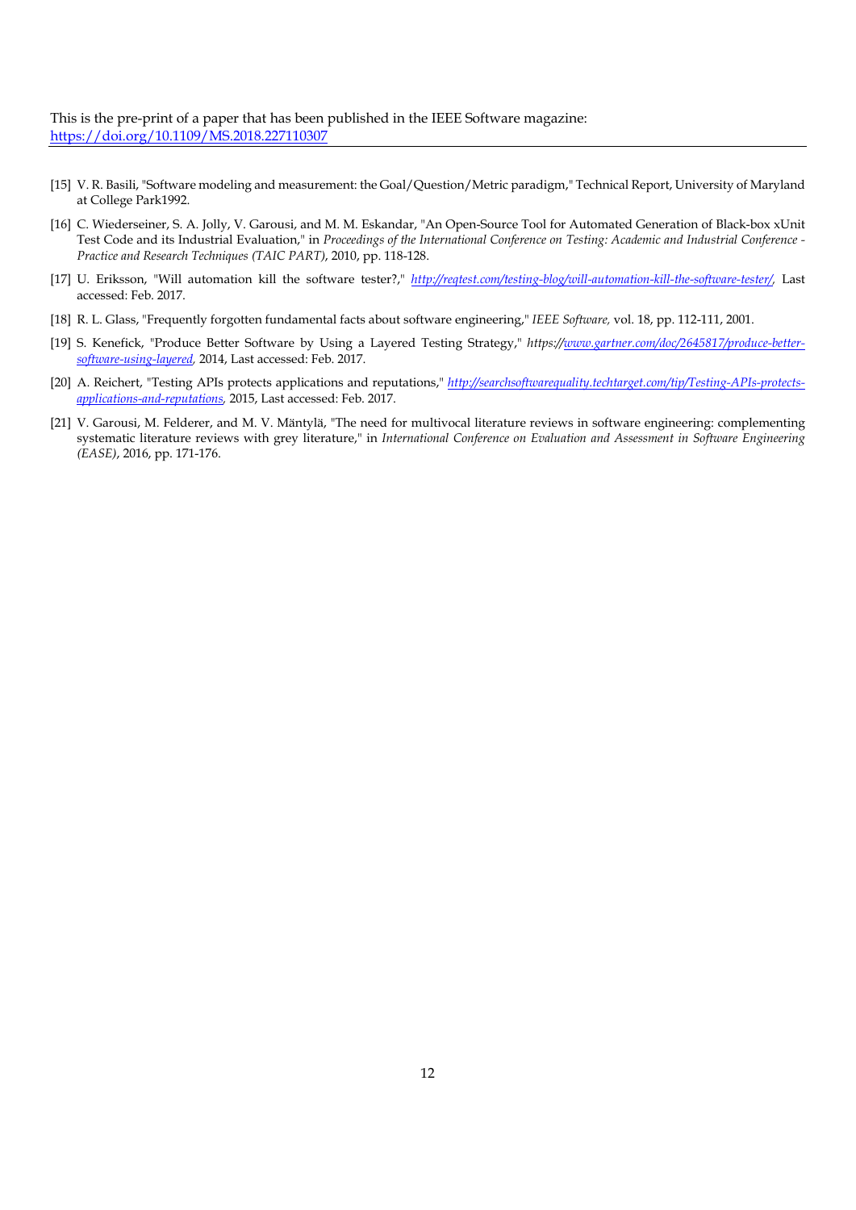This is the pre-print of a paper that has been published in the IEEE Software magazine: https://doi.org/10.1109/MS.2018.227110307

[15] V. R. Basili, "Software modeling and measurement: the Goal/Question/Metric paradigm," Technical Report, University of Maryland at College Park1992.

[16] C. Wiederseiner, S. A. Jolly, V. Garousi, and M. M. Eskandar, "An Open-Source Tool for Automated Generation of Black-box xUnit Test Code and its Industrial Evaluation," in *Proceedings of the International Conference on Testing: Academic and Industrial Conference - Practice and Research Techniques (TAIC PART)*, 2010, pp. 118-128.

[17] U. Eriksson, "Will automation kill the software tester?," *http://reqtest.com/testing-blog/will-automation-kill-the-software-tester/*, Last accessed: Feb. 2017.

[18] R. L. Glass, "Frequently forgotten fundamental facts about software engineering," *IEEE Software,* vol. 18, pp. 112-111, 2001.

[19] S. Kenefick, "Produce Better Software by Using a Layered Testing Strategy," *https://www.gartner.com/doc/2645817/produce-better-software-using-layered,* 2014, Last accessed: Feb. 2017.

[20] A. Reichert, "Testing APIs protects applications and reputations," *http://searchsoftwarequality.techtarget.com/tip/Testing-APIs-protects-applications-and-reputations*, 2015, Last accessed: Feb. 2017.

[21] V. Garousi, M. Felderer, and M. V. Mäntylä, "The need for multivocal literature reviews in software engineering: complementing systematic literature reviews with grey literature," in *International Conference on Evaluation and Assessment in Software Engineering (EASE)*, 2016, pp. 171-176.